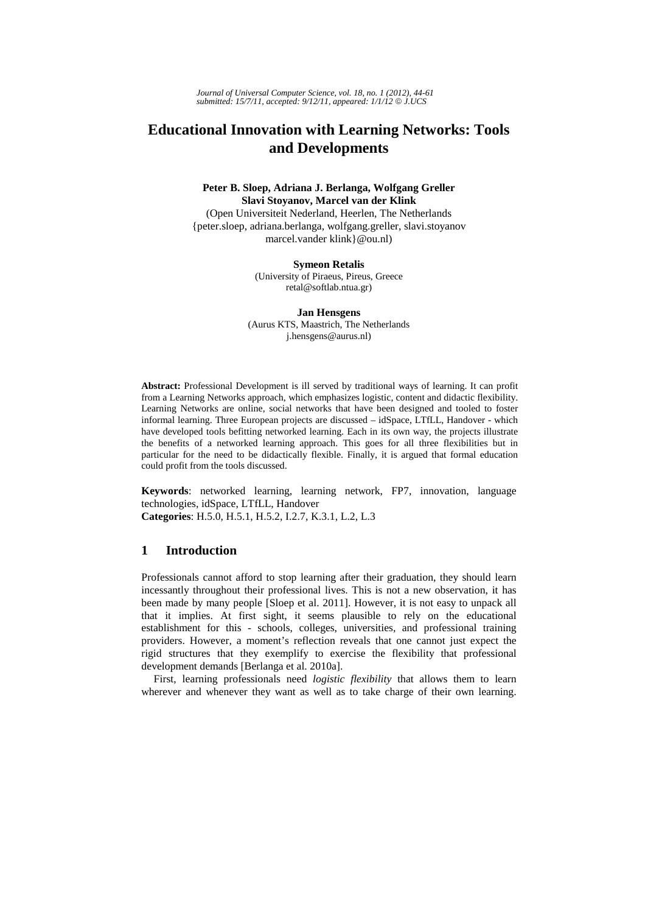# Educational Innovation with Learning Networks: Tools and Developments

**Peter B. Sloep, Adriana J. Berlanga, Wolfgang Greller**
**Slavi Stoyanov, Marcel van der Klink**
(Open Universiteit Nederland, Heerlen, The Netherlands
{peter.sloep, adriana.berlanga, wolfgang.greller, slavi.stoyanov
marcel.vander klink}@ou.nl)

**Symeon Retalis**
(University of Piraeus, Pireus, Greece
retal@softlab.ntua.gr)

**Jan Hensgens**
(Aurus KTS, Maastrich, The Netherlands
j.hensgens@aurus.nl)

**Abstract:** Professional Development is ill served by traditional ways of learning. It can profit from a Learning Networks approach, which emphasizes logistic, content and didactic flexibility. Learning Networks are online, social networks that have been designed and tooled to foster informal learning. Three European projects are discussed – idSpace, LTfLL, Handover - which have developed tools befitting networked learning. Each in its own way, the projects illustrate the benefits of a networked learning approach. This goes for all three flexibilities but in particular for the need to be didactically flexible. Finally, it is argued that formal education could profit from the tools discussed.

**Keywords**: networked learning, learning network, FP7, innovation, language technologies, idSpace, LTfLL, Handover
**Categories**: H.5.0, H.5.1, H.5.2, I.2.7, K.3.1, L.2, L.3

## 1 Introduction

Professionals cannot afford to stop learning after their graduation, they should learn incessantly throughout their professional lives. This is not a new observation, it has been made by many people [Sloep et al. 2011]. However, it is not easy to unpack all that it implies. At first sight, it seems plausible to rely on the educational establishment for this - schools, colleges, universities, and professional training providers. However, a moment's reflection reveals that one cannot just expect the rigid structures that they exemplify to exercise the flexibility that professional development demands [Berlanga et al. 2010a].

First, learning professionals need *logistic flexibility* that allows them to learn wherever and whenever they want as well as to take charge of their own learning.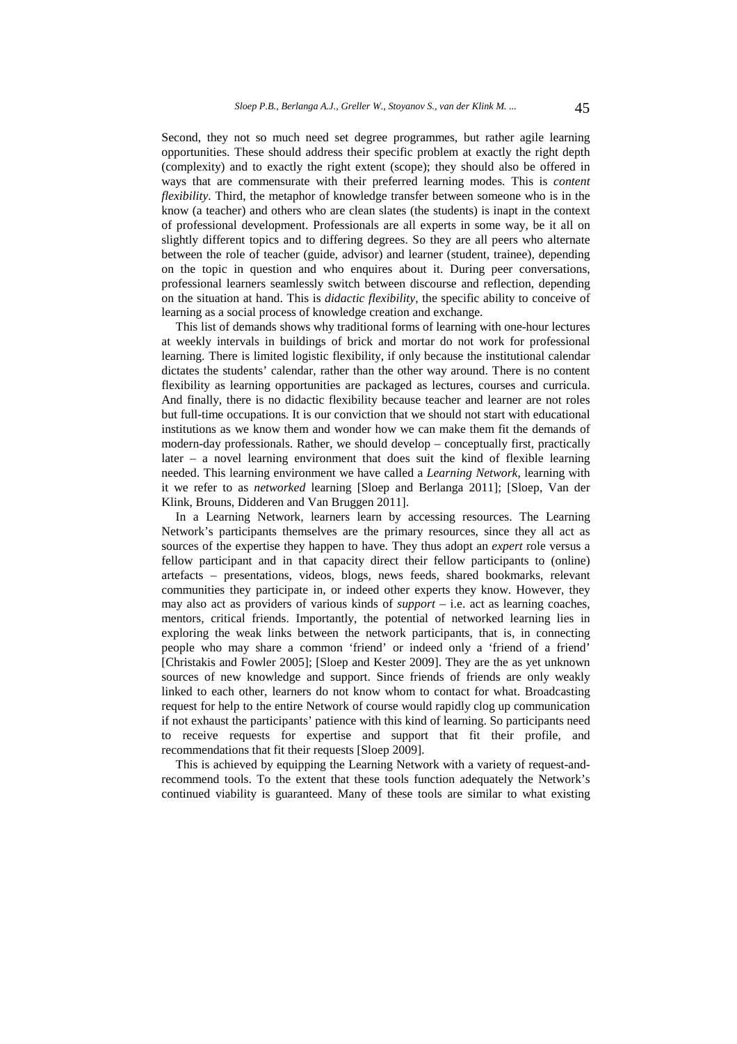Second, they not so much need set degree programmes, but rather agile learning opportunities. These should address their specific problem at exactly the right depth (complexity) and to exactly the right extent (scope); they should also be offered in ways that are commensurate with their preferred learning modes. This is *content flexibility*. Third, the metaphor of knowledge transfer between someone who is in the know (a teacher) and others who are clean slates (the students) is inapt in the context of professional development. Professionals are all experts in some way, be it all on slightly different topics and to differing degrees. So they are all peers who alternate between the role of teacher (guide, advisor) and learner (student, trainee), depending on the topic in question and who enquires about it. During peer conversations, professional learners seamlessly switch between discourse and reflection, depending on the situation at hand. This is *didactic flexibility*, the specific ability to conceive of learning as a social process of knowledge creation and exchange.

This list of demands shows why traditional forms of learning with one-hour lectures at weekly intervals in buildings of brick and mortar do not work for professional learning. There is limited logistic flexibility, if only because the institutional calendar dictates the students' calendar, rather than the other way around. There is no content flexibility as learning opportunities are packaged as lectures, courses and curricula. And finally, there is no didactic flexibility because teacher and learner are not roles but full-time occupations. It is our conviction that we should not start with educational institutions as we know them and wonder how we can make them fit the demands of modern-day professionals. Rather, we should develop – conceptually first, practically later – a novel learning environment that does suit the kind of flexible learning needed. This learning environment we have called a *Learning Network*, learning with it we refer to as *networked* learning [Sloep and Berlanga 2011]; [Sloep, Van der Klink, Brouns, Didderen and Van Bruggen 2011].

In a Learning Network, learners learn by accessing resources. The Learning Network's participants themselves are the primary resources, since they all act as sources of the expertise they happen to have. They thus adopt an *expert* role versus a fellow participant and in that capacity direct their fellow participants to (online) artefacts – presentations, videos, blogs, news feeds, shared bookmarks, relevant communities they participate in, or indeed other experts they know. However, they may also act as providers of various kinds of *support* – i.e. act as learning coaches, mentors, critical friends. Importantly, the potential of networked learning lies in exploring the weak links between the network participants, that is, in connecting people who may share a common 'friend' or indeed only a 'friend of a friend' [Christakis and Fowler 2005]; [Sloep and Kester 2009]. They are the as yet unknown sources of new knowledge and support. Since friends of friends are only weakly linked to each other, learners do not know whom to contact for what. Broadcasting request for help to the entire Network of course would rapidly clog up communication if not exhaust the participants' patience with this kind of learning. So participants need to receive requests for expertise and support that fit their profile, and recommendations that fit their requests [Sloep 2009].

This is achieved by equipping the Learning Network with a variety of request-and-recommend tools. To the extent that these tools function adequately the Network's continued viability is guaranteed. Many of these tools are similar to what existing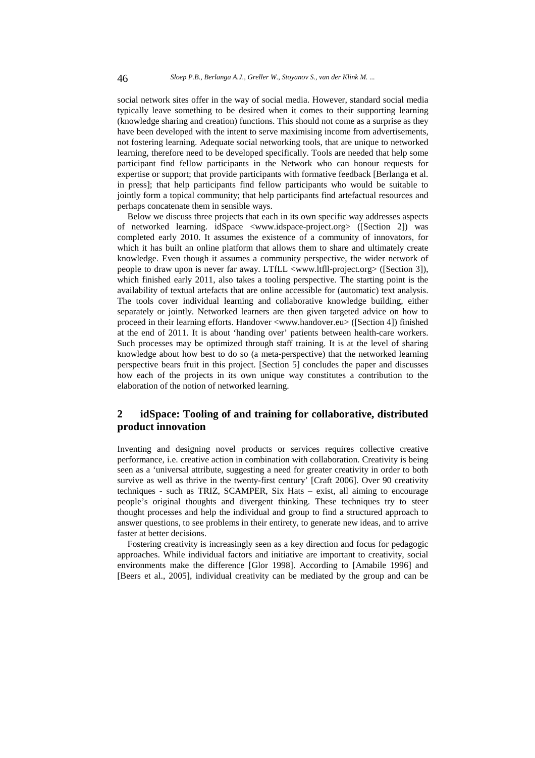social network sites offer in the way of social media. However, standard social media typically leave something to be desired when it comes to their supporting learning (knowledge sharing and creation) functions. This should not come as a surprise as they have been developed with the intent to serve maximising income from advertisements, not fostering learning. Adequate social networking tools, that are unique to networked learning, therefore need to be developed specifically. Tools are needed that help some participant find fellow participants in the Network who can honour requests for expertise or support; that provide participants with formative feedback [Berlanga et al. in press]; that help participants find fellow participants who would be suitable to jointly form a topical community; that help participants find artefactual resources and perhaps concatenate them in sensible ways.

Below we discuss three projects that each in its own specific way addresses aspects of networked learning. idSpace <www.idspace-project.org> ([Section 2]) was completed early 2010. It assumes the existence of a community of innovators, for which it has built an online platform that allows them to share and ultimately create knowledge. Even though it assumes a community perspective, the wider network of people to draw upon is never far away. LTfLL <www.ltfll-project.org> ([Section 3]), which finished early 2011, also takes a tooling perspective. The starting point is the availability of textual artefacts that are online accessible for (automatic) text analysis. The tools cover individual learning and collaborative knowledge building, either separately or jointly. Networked learners are then given targeted advice on how to proceed in their learning efforts. Handover <www.handover.eu> ([Section 4]) finished at the end of 2011. It is about 'handing over' patients between health-care workers. Such processes may be optimized through staff training. It is at the level of sharing knowledge about how best to do so (a meta-perspective) that the networked learning perspective bears fruit in this project. [Section 5] concludes the paper and discusses how each of the projects in its own unique way constitutes a contribution to the elaboration of the notion of networked learning.

## 2 idSpace: Tooling of and training for collaborative, distributed product innovation

Inventing and designing novel products or services requires collective creative performance, i.e. creative action in combination with collaboration. Creativity is being seen as a 'universal attribute, suggesting a need for greater creativity in order to both survive as well as thrive in the twenty-first century' [Craft 2006]. Over 90 creativity techniques - such as TRIZ, SCAMPER, Six Hats – exist, all aiming to encourage people's original thoughts and divergent thinking. These techniques try to steer thought processes and help the individual and group to find a structured approach to answer questions, to see problems in their entirety, to generate new ideas, and to arrive faster at better decisions.

Fostering creativity is increasingly seen as a key direction and focus for pedagogic approaches. While individual factors and initiative are important to creativity, social environments make the difference [Glor 1998]. According to [Amabile 1996] and [Beers et al., 2005], individual creativity can be mediated by the group and can be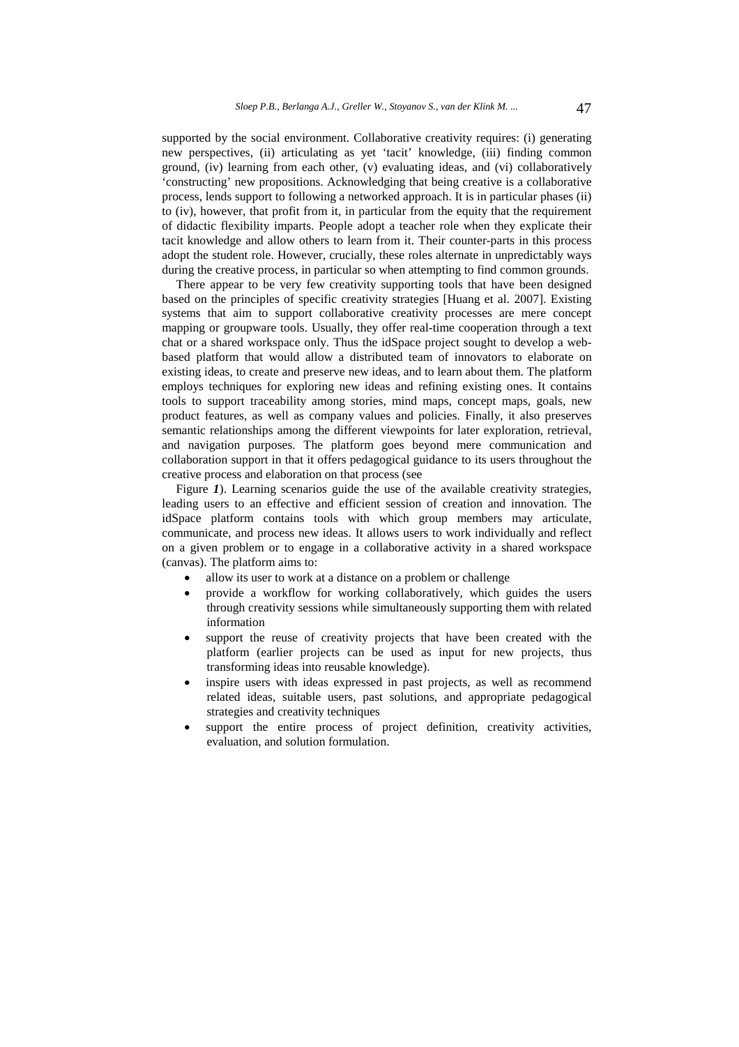supported by the social environment. Collaborative creativity requires: (i) generating new perspectives, (ii) articulating as yet 'tacit' knowledge, (iii) finding common ground, (iv) learning from each other, (v) evaluating ideas, and (vi) collaboratively 'constructing' new propositions. Acknowledging that being creative is a collaborative process, lends support to following a networked approach. It is in particular phases (ii) to (iv), however, that profit from it, in particular from the equity that the requirement of didactic flexibility imparts. People adopt a teacher role when they explicate their tacit knowledge and allow others to learn from it. Their counter-parts in this process adopt the student role. However, crucially, these roles alternate in unpredictably ways during the creative process, in particular so when attempting to find common grounds.

There appear to be very few creativity supporting tools that have been designed based on the principles of specific creativity strategies [Huang et al. 2007]. Existing systems that aim to support collaborative creativity processes are mere concept mapping or groupware tools. Usually, they offer real-time cooperation through a text chat or a shared workspace only. Thus the idSpace project sought to develop a web-based platform that would allow a distributed team of innovators to elaborate on existing ideas, to create and preserve new ideas, and to learn about them. The platform employs techniques for exploring new ideas and refining existing ones. It contains tools to support traceability among stories, mind maps, concept maps, goals, new product features, as well as company values and policies. Finally, it also preserves semantic relationships among the different viewpoints for later exploration, retrieval, and navigation purposes. The platform goes beyond mere communication and collaboration support in that it offers pedagogical guidance to its users throughout the creative process and elaboration on that process (see

Figure ***1***). Learning scenarios guide the use of the available creativity strategies, leading users to an effective and efficient session of creation and innovation. The idSpace platform contains tools with which group members may articulate, communicate, and process new ideas. It allows users to work individually and reflect on a given problem or to engage in a collaborative activity in a shared workspace (canvas). The platform aims to:

- allow its user to work at a distance on a problem or challenge
- provide a workflow for working collaboratively, which guides the users through creativity sessions while simultaneously supporting them with related information
- support the reuse of creativity projects that have been created with the platform (earlier projects can be used as input for new projects, thus transforming ideas into reusable knowledge).
- inspire users with ideas expressed in past projects, as well as recommend related ideas, suitable users, past solutions, and appropriate pedagogical strategies and creativity techniques
- support the entire process of project definition, creativity activities, evaluation, and solution formulation.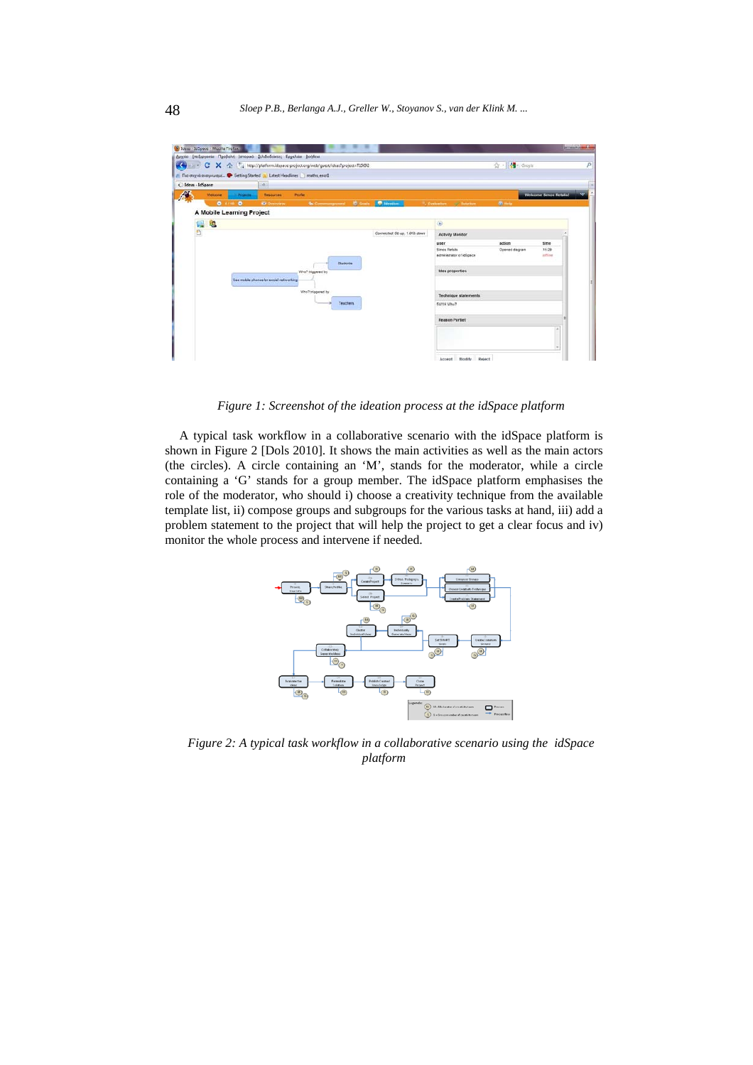Figure 1: Screenshot of the ideation process at the idSpace platform

A typical task workflow in a collaborative scenario with the idSpace platform is shown in Figure 2 [Dols 2010]. It shows the main activities as well as the main actors (the circles). A circle containing an 'M', stands for the moderator, while a circle containing a 'G' stands for a group member. The idSpace platform emphasises the role of the moderator, who should i) choose a creativity technique from the available template list, ii) compose groups and subgroups for the various tasks at hand, iii) add a problem statement to the project that will help the project to get a clear focus and iv) monitor the whole process and intervene if needed.

Figure 2: A typical task workflow in a collaborative scenario using the idSpace platform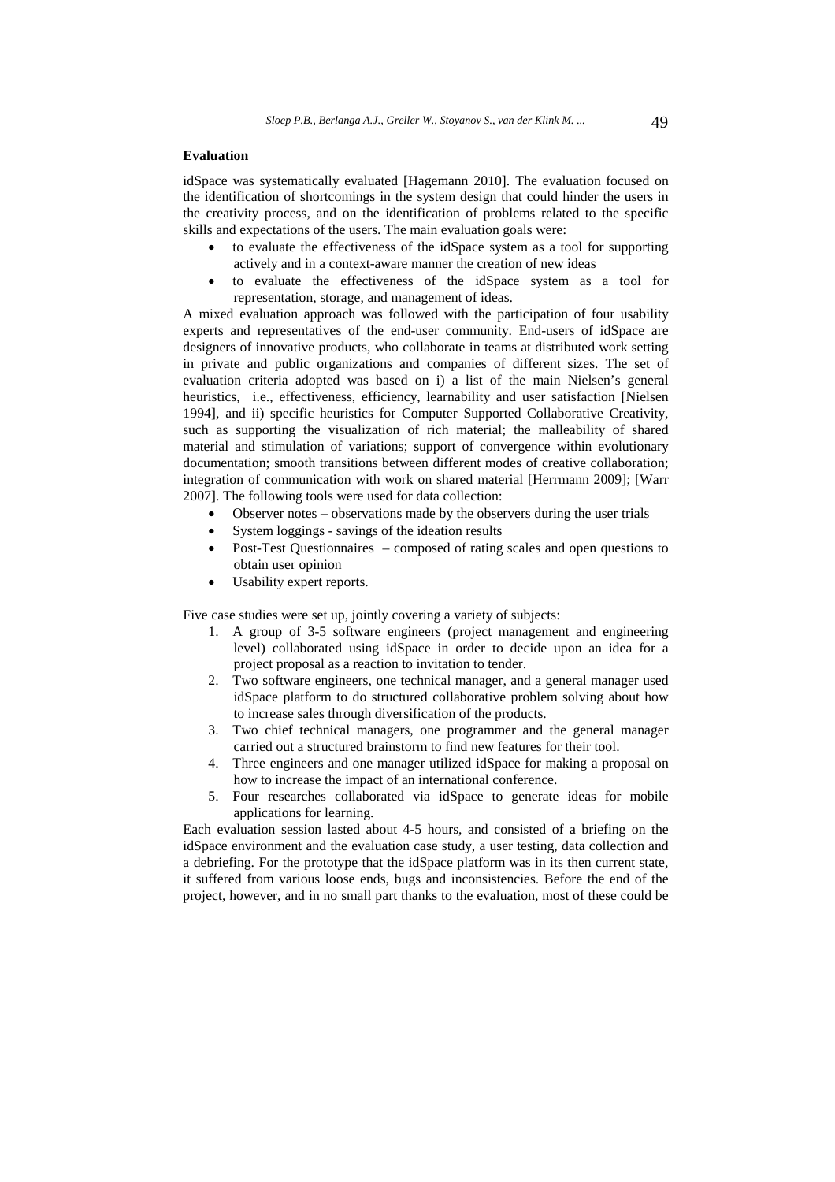### Evaluation

idSpace was systematically evaluated [Hagemann 2010]. The evaluation focused on the identification of shortcomings in the system design that could hinder the users in the creativity process, and on the identification of problems related to the specific skills and expectations of the users. The main evaluation goals were:

- to evaluate the effectiveness of the idSpace system as a tool for supporting actively and in a context-aware manner the creation of new ideas
- to evaluate the effectiveness of the idSpace system as a tool for representation, storage, and management of ideas.

A mixed evaluation approach was followed with the participation of four usability experts and representatives of the end-user community. End-users of idSpace are designers of innovative products, who collaborate in teams at distributed work setting in private and public organizations and companies of different sizes. The set of evaluation criteria adopted was based on i) a list of the main Nielsen's general heuristics, i.e., effectiveness, efficiency, learnability and user satisfaction [Nielsen 1994], and ii) specific heuristics for Computer Supported Collaborative Creativity, such as supporting the visualization of rich material; the malleability of shared material and stimulation of variations; support of convergence within evolutionary documentation; smooth transitions between different modes of creative collaboration; integration of communication with work on shared material [Herrmann 2009]; [Warr 2007]. The following tools were used for data collection:

- Observer notes – observations made by the observers during the user trials
- System loggings - savings of the ideation results
- Post-Test Questionnaires – composed of rating scales and open questions to obtain user opinion
- Usability expert reports.

Five case studies were set up, jointly covering a variety of subjects:

1. A group of 3-5 software engineers (project management and engineering level) collaborated using idSpace in order to decide upon an idea for a project proposal as a reaction to invitation to tender.
2. Two software engineers, one technical manager, and a general manager used idSpace platform to do structured collaborative problem solving about how to increase sales through diversification of the products.
3. Two chief technical managers, one programmer and the general manager carried out a structured brainstorm to find new features for their tool.
4. Three engineers and one manager utilized idSpace for making a proposal on how to increase the impact of an international conference.
5. Four researches collaborated via idSpace to generate ideas for mobile applications for learning.

Each evaluation session lasted about 4-5 hours, and consisted of a briefing on the idSpace environment and the evaluation case study, a user testing, data collection and a debriefing. For the prototype that the idSpace platform was in its then current state, it suffered from various loose ends, bugs and inconsistencies. Before the end of the project, however, and in no small part thanks to the evaluation, most of these could be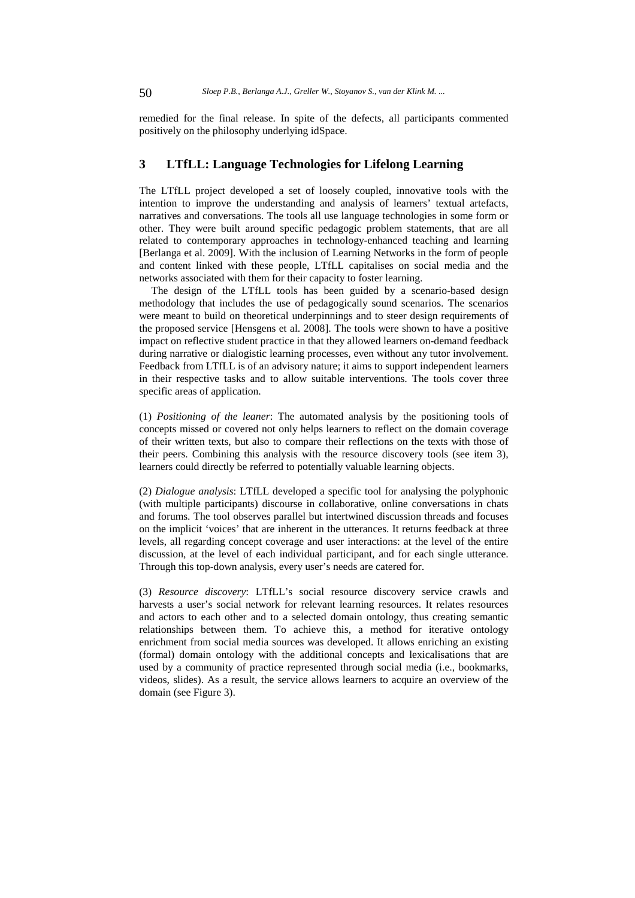remedied for the final release. In spite of the defects, all participants commented positively on the philosophy underlying idSpace.

## 3 LTfLL: Language Technologies for Lifelong Learning

The LTfLL project developed a set of loosely coupled, innovative tools with the intention to improve the understanding and analysis of learners' textual artefacts, narratives and conversations. The tools all use language technologies in some form or other. They were built around specific pedagogic problem statements, that are all related to contemporary approaches in technology-enhanced teaching and learning [Berlanga et al. 2009]. With the inclusion of Learning Networks in the form of people and content linked with these people, LTfLL capitalises on social media and the networks associated with them for their capacity to foster learning.

The design of the LTfLL tools has been guided by a scenario-based design methodology that includes the use of pedagogically sound scenarios. The scenarios were meant to build on theoretical underpinnings and to steer design requirements of the proposed service [Hensgens et al. 2008]. The tools were shown to have a positive impact on reflective student practice in that they allowed learners on-demand feedback during narrative or dialogistic learning processes, even without any tutor involvement. Feedback from LTfLL is of an advisory nature; it aims to support independent learners in their respective tasks and to allow suitable interventions. The tools cover three specific areas of application.

(1) *Positioning of the leaner*: The automated analysis by the positioning tools of concepts missed or covered not only helps learners to reflect on the domain coverage of their written texts, but also to compare their reflections on the texts with those of their peers. Combining this analysis with the resource discovery tools (see item 3), learners could directly be referred to potentially valuable learning objects.

(2) *Dialogue analysis*: LTfLL developed a specific tool for analysing the polyphonic (with multiple participants) discourse in collaborative, online conversations in chats and forums. The tool observes parallel but intertwined discussion threads and focuses on the implicit 'voices' that are inherent in the utterances. It returns feedback at three levels, all regarding concept coverage and user interactions: at the level of the entire discussion, at the level of each individual participant, and for each single utterance. Through this top-down analysis, every user's needs are catered for.

(3) *Resource discovery*: LTfLL's social resource discovery service crawls and harvests a user's social network for relevant learning resources. It relates resources and actors to each other and to a selected domain ontology, thus creating semantic relationships between them. To achieve this, a method for iterative ontology enrichment from social media sources was developed. It allows enriching an existing (formal) domain ontology with the additional concepts and lexicalisations that are used by a community of practice represented through social media (i.e., bookmarks, videos, slides). As a result, the service allows learners to acquire an overview of the domain (see Figure 3).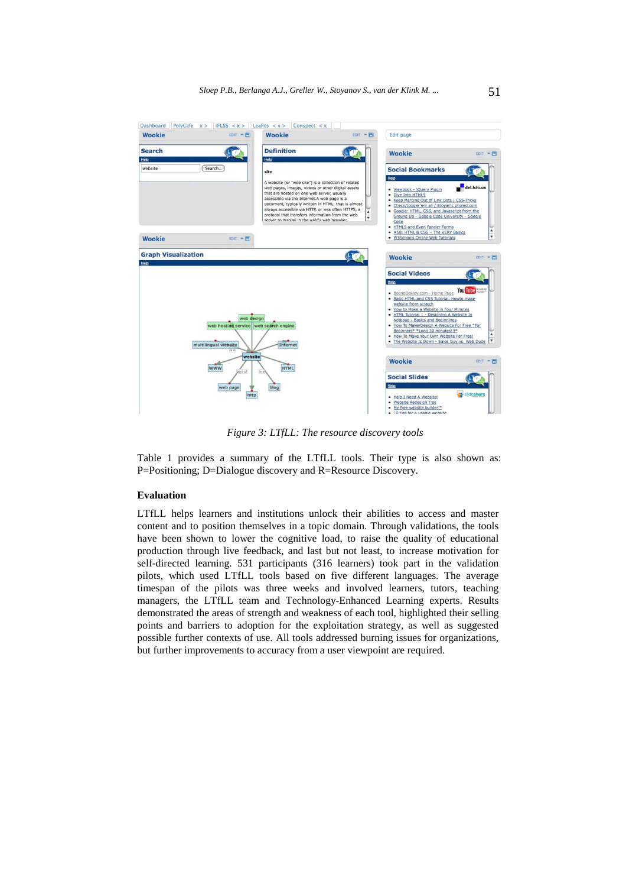*Figure 3: LTfLL: The resource discovery tools*

Table 1 provides a summary of the LTfLL tools. Their type is also shown as: P=Positioning; D=Dialogue discovery and R=Resource Discovery.

### Evaluation

LTfLL helps learners and institutions unlock their abilities to access and master content and to position themselves in a topic domain. Through validations, the tools have been shown to lower the cognitive load, to raise the quality of educational production through live feedback, and last but not least, to increase motivation for self-directed learning. 531 participants (316 learners) took part in the validation pilots, which used LTfLL tools based on five different languages. The average timespan of the pilots was three weeks and involved learners, tutors, teaching managers, the LTfLL team and Technology-Enhanced Learning experts. Results demonstrated the areas of strength and weakness of each tool, highlighted their selling points and barriers to adoption for the exploitation strategy, as well as suggested possible further contexts of use. All tools addressed burning issues for organizations, but further improvements to accuracy from a user viewpoint are required.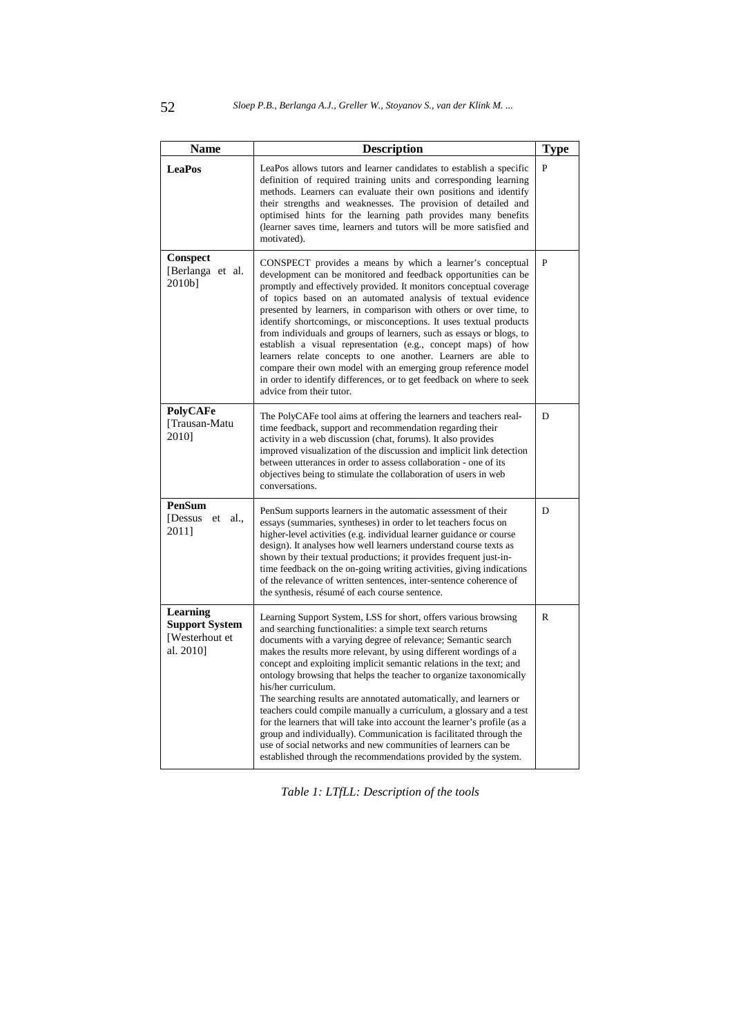| Name | Description | Type |
|---|---|---|
| **LeaPos** | LeaPos allows tutors and learner candidates to establish a specific definition of required training units and corresponding learning methods. Learners can evaluate their own positions and identify their strengths and weaknesses. The provision of detailed and optimised hints for the learning path provides many benefits (learner saves time, learners and tutors will be more satisfied and motivated). | P |
| **Conspect** [Berlanga et al. 2010b] | CONSPECT provides a means by which a learner's conceptual development can be monitored and feedback opportunities can be promptly and effectively provided. It monitors conceptual coverage of topics based on an automated analysis of textual evidence presented by learners, in comparison with others or over time, to identify shortcomings, or misconceptions. It uses textual products from individuals and groups of learners, such as essays or blogs, to establish a visual representation (e.g., concept maps) of how learners relate concepts to one another. Learners are able to compare their own model with an emerging group reference model in order to identify differences, or to get feedback on where to seek advice from their tutor. | P |
| **PolyCAFe** [Trausan-Matu 2010] | The PolyCAFe tool aims at offering the learners and teachers real-time feedback, support and recommendation regarding their activity in a web discussion (chat, forums). It also provides improved visualization of the discussion and implicit link detection between utterances in order to assess collaboration - one of its objectives being to stimulate the collaboration of users in web conversations. | D |
| **PenSum** [Dessus et al., 2011] | PenSum supports learners in the automatic assessment of their essays (summaries, syntheses) in order to let teachers focus on higher-level activities (e.g. individual learner guidance or course design). It analyses how well learners understand course texts as shown by their textual productions; it provides frequent just-in-time feedback on the on-going writing activities, giving indications of the relevance of written sentences, inter-sentence coherence of the synthesis, résumé of each course sentence. | D |
| **Learning Support System** [Westerhout et al. 2010] | Learning Support System, LSS for short, offers various browsing and searching functionalities: a simple text search returns documents with a varying degree of relevance; Semantic search makes the results more relevant, by using different wordings of a concept and exploiting implicit semantic relations in the text; and ontology browsing that helps the teacher to organize taxonomically his/her curriculum. The searching results are annotated automatically, and learners or teachers could compile manually a curriculum, a glossary and a test for the learners that will take into account the learner's profile (as a group and individually). Communication is facilitated through the use of social networks and new communities of learners can be established through the recommendations provided by the system. | R |

*Table 1: LTfLL: Description of the tools*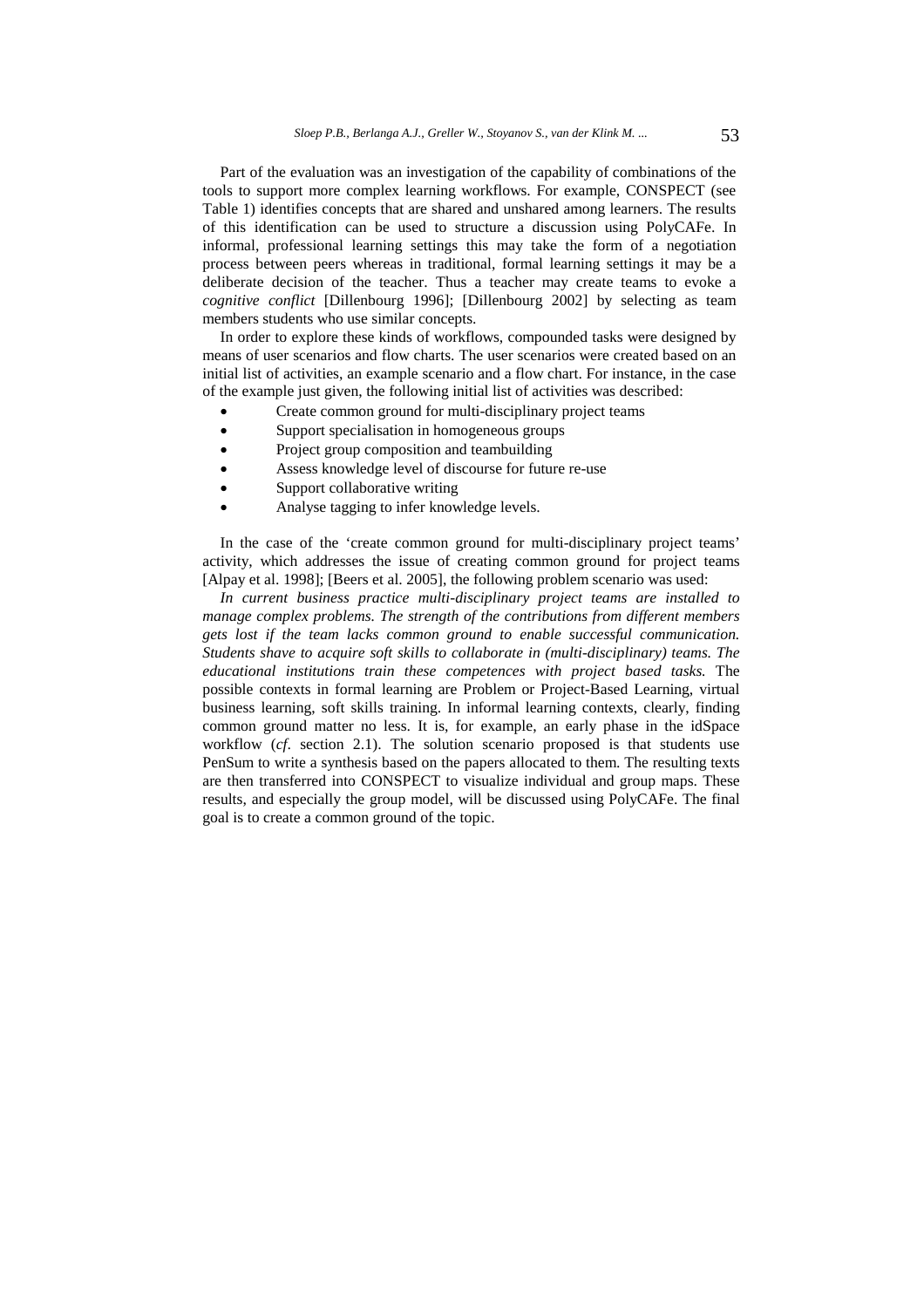Part of the evaluation was an investigation of the capability of combinations of the tools to support more complex learning workflows. For example, CONSPECT (see Table 1) identifies concepts that are shared and unshared among learners. The results of this identification can be used to structure a discussion using PolyCAFe. In informal, professional learning settings this may take the form of a negotiation process between peers whereas in traditional, formal learning settings it may be a deliberate decision of the teacher. Thus a teacher may create teams to evoke a *cognitive conflict* [Dillenbourg 1996]; [Dillenbourg 2002] by selecting as team members students who use similar concepts.

In order to explore these kinds of workflows, compounded tasks were designed by means of user scenarios and flow charts. The user scenarios were created based on an initial list of activities, an example scenario and a flow chart. For instance, in the case of the example just given, the following initial list of activities was described:

- Create common ground for multi-disciplinary project teams
- Support specialisation in homogeneous groups
- Project group composition and teambuilding
- Assess knowledge level of discourse for future re-use
- Support collaborative writing
- Analyse tagging to infer knowledge levels.

In the case of the 'create common ground for multi-disciplinary project teams' activity, which addresses the issue of creating common ground for project teams [Alpay et al. 1998]; [Beers et al. 2005], the following problem scenario was used:

*In current business practice multi-disciplinary project teams are installed to manage complex problems. The strength of the contributions from different members gets lost if the team lacks common ground to enable successful communication. Students shave to acquire soft skills to collaborate in (multi-disciplinary) teams. The educational institutions train these competences with project based tasks.* The possible contexts in formal learning are Problem or Project-Based Learning, virtual business learning, soft skills training. In informal learning contexts, clearly, finding common ground matter no less. It is, for example, an early phase in the idSpace workflow (*cf*. section 2.1). The solution scenario proposed is that students use PenSum to write a synthesis based on the papers allocated to them. The resulting texts are then transferred into CONSPECT to visualize individual and group maps. These results, and especially the group model, will be discussed using PolyCAFe. The final goal is to create a common ground of the topic.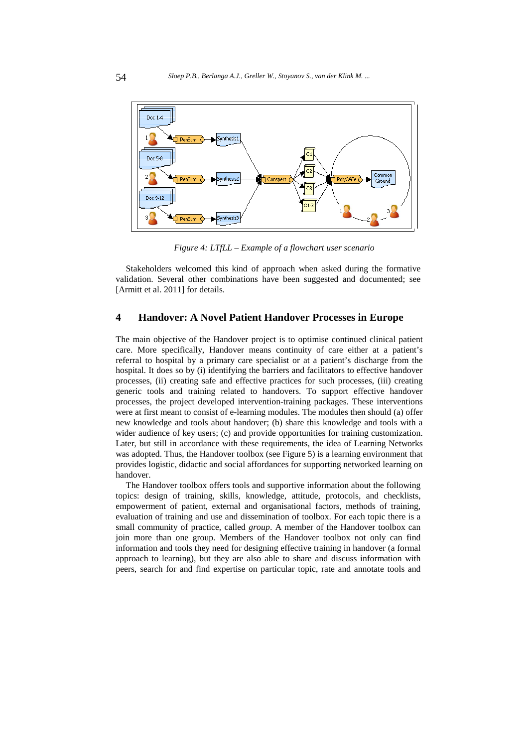Doc 1-4

1

PenSum

Synthesis1

Doc 5-8

2

PenSum

Synthesis2

Conspect

C1

C2

C3

C1-3

PolyCAFe

Common Ground

Doc 9-12

3

PenSum

Synthesis3

1

2

3

*Figure 4: LTfLL – Example of a flowchart user scenario*

Stakeholders welcomed this kind of approach when asked during the formative validation. Several other combinations have been suggested and documented; see [Armitt et al. 2011] for details.

## 4 Handover: A Novel Patient Handover Processes in Europe

The main objective of the Handover project is to optimise continued clinical patient care. More specifically, Handover means continuity of care either at a patient's referral to hospital by a primary care specialist or at a patient's discharge from the hospital. It does so by (i) identifying the barriers and facilitators to effective handover processes, (ii) creating safe and effective practices for such processes, (iii) creating generic tools and training related to handovers. To support effective handover processes, the project developed intervention-training packages. These interventions were at first meant to consist of e-learning modules. The modules then should (a) offer new knowledge and tools about handover; (b) share this knowledge and tools with a wider audience of key users; (c) and provide opportunities for training customization. Later, but still in accordance with these requirements, the idea of Learning Networks was adopted. Thus, the Handover toolbox (see Figure 5) is a learning environment that provides logistic, didactic and social affordances for supporting networked learning on handover.

The Handover toolbox offers tools and supportive information about the following topics: design of training, skills, knowledge, attitude, protocols, and checklists, empowerment of patient, external and organisational factors, methods of training, evaluation of training and use and dissemination of toolbox. For each topic there is a small community of practice, called *group*. A member of the Handover toolbox can join more than one group. Members of the Handover toolbox not only can find information and tools they need for designing effective training in handover (a formal approach to learning), but they are also able to share and discuss information with peers, search for and find expertise on particular topic, rate and annotate tools and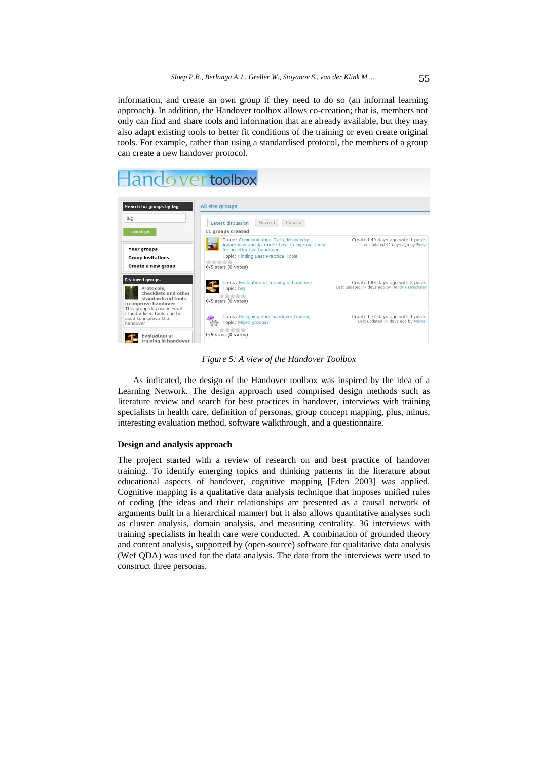information, and create an own group if they need to do so (an informal learning approach). In addition, the Handover toolbox allows co-creation; that is, members not only can find and share tools and information that are already available, but they may also adapt existing tools to better fit conditions of the training or even create original tools. For example, rather than using a standardised protocol, the members of a group can create a new handover protocol.

*Figure 5: A view of the Handover Toolbox*

As indicated, the design of the Handover toolbox was inspired by the idea of a Learning Network. The design approach used comprised design methods such as literature review and search for best practices in handover, interviews with training specialists in health care, definition of personas, group concept mapping, plus, minus, interesting evaluation method, software walkthrough, and a questionnaire.

## Design and analysis approach

The project started with a review of research on and best practice of handover training. To identify emerging topics and thinking patterns in the literature about educational aspects of handover, cognitive mapping [Eden 2003] was applied. Cognitive mapping is a qualitative data analysis technique that imposes unified rules of coding (the ideas and their relationships are presented as a causal network of arguments built in a hierarchical manner) but it also allows quantitative analyses such as cluster analysis, domain analysis, and measuring centrality. 36 interviews with training specialists in health care were conducted. A combination of grounded theory and content analysis, supported by (open-source) software for qualitative data analysis (Wef QDA) was used for the data analysis. The data from the interviews were used to construct three personas.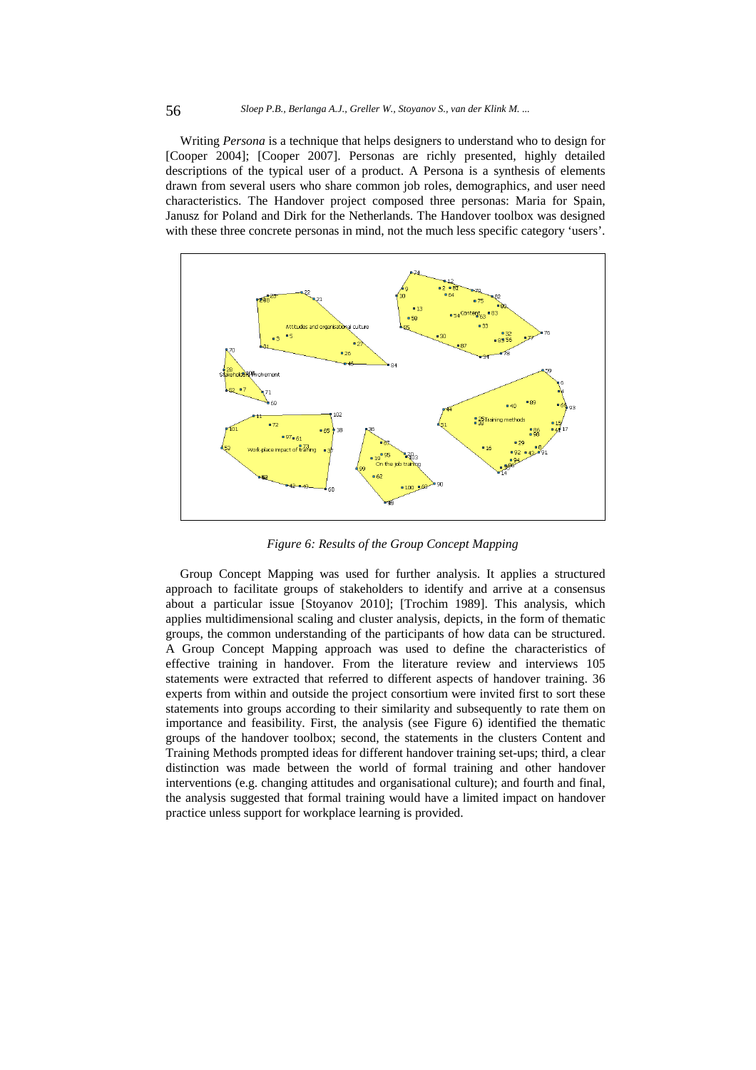Writing *Persona* is a technique that helps designers to understand who to design for [Cooper 2004]; [Cooper 2007]. Personas are richly presented, highly detailed descriptions of the typical user of a product. A Persona is a synthesis of elements drawn from several users who share common job roles, demographics, and user need characteristics. The Handover project composed three personas: Maria for Spain, Janusz for Poland and Dirk for the Netherlands. The Handover toolbox was designed with these three concrete personas in mind, not the much less specific category 'users'.

Attitudes and organisational culture

Content

Stakeholder involvement

Training methods

Work-place impact of training

On the job training

*Figure 6: Results of the Group Concept Mapping*

Group Concept Mapping was used for further analysis. It applies a structured approach to facilitate groups of stakeholders to identify and arrive at a consensus about a particular issue [Stoyanov 2010]; [Trochim 1989]. This analysis, which applies multidimensional scaling and cluster analysis, depicts, in the form of thematic groups, the common understanding of the participants of how data can be structured. A Group Concept Mapping approach was used to define the characteristics of effective training in handover. From the literature review and interviews 105 statements were extracted that referred to different aspects of handover training. 36 experts from within and outside the project consortium were invited first to sort these statements into groups according to their similarity and subsequently to rate them on importance and feasibility. First, the analysis (see Figure 6) identified the thematic groups of the handover toolbox; second, the statements in the clusters Content and Training Methods prompted ideas for different handover training set-ups; third, a clear distinction was made between the world of formal training and other handover interventions (e.g. changing attitudes and organisational culture); and fourth and final, the analysis suggested that formal training would have a limited impact on handover practice unless support for workplace learning is provided.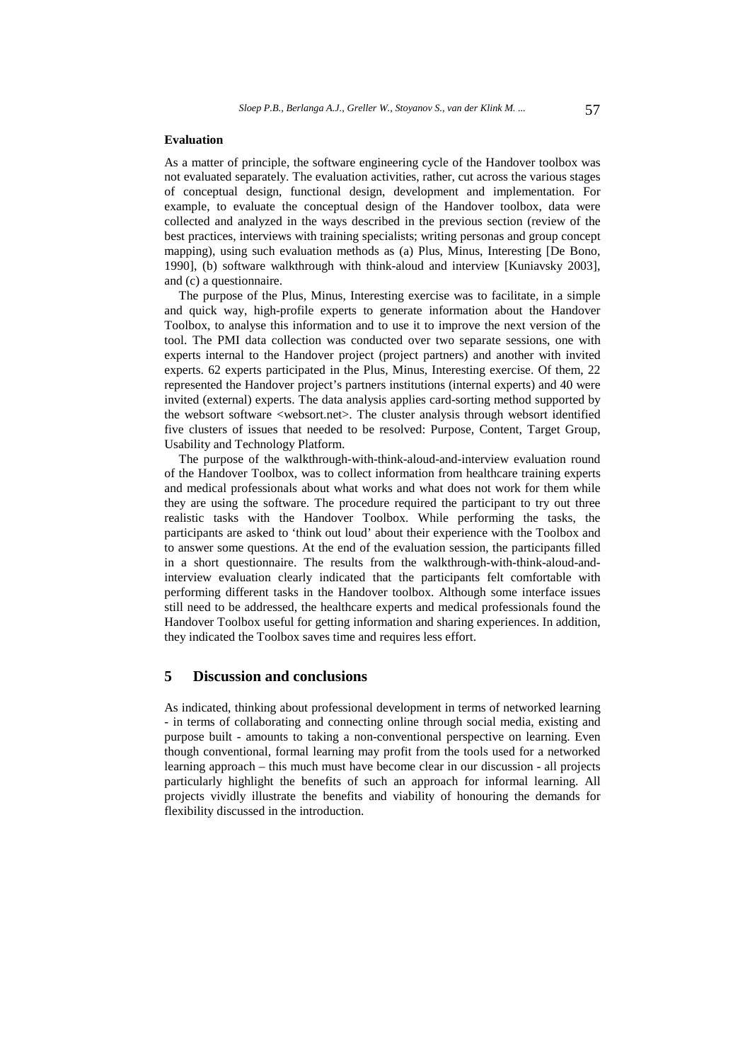**Evaluation**

As a matter of principle, the software engineering cycle of the Handover toolbox was not evaluated separately. The evaluation activities, rather, cut across the various stages of conceptual design, functional design, development and implementation. For example, to evaluate the conceptual design of the Handover toolbox, data were collected and analyzed in the ways described in the previous section (review of the best practices, interviews with training specialists; writing personas and group concept mapping), using such evaluation methods as (a) Plus, Minus, Interesting [De Bono, 1990], (b) software walkthrough with think-aloud and interview [Kuniavsky 2003], and (c) a questionnaire.

The purpose of the Plus, Minus, Interesting exercise was to facilitate, in a simple and quick way, high-profile experts to generate information about the Handover Toolbox, to analyse this information and to use it to improve the next version of the tool. The PMI data collection was conducted over two separate sessions, one with experts internal to the Handover project (project partners) and another with invited experts. 62 experts participated in the Plus, Minus, Interesting exercise. Of them, 22 represented the Handover project's partners institutions (internal experts) and 40 were invited (external) experts. The data analysis applies card-sorting method supported by the websort software <websort.net>. The cluster analysis through websort identified five clusters of issues that needed to be resolved: Purpose, Content, Target Group, Usability and Technology Platform.

The purpose of the walkthrough-with-think-aloud-and-interview evaluation round of the Handover Toolbox, was to collect information from healthcare training experts and medical professionals about what works and what does not work for them while they are using the software. The procedure required the participant to try out three realistic tasks with the Handover Toolbox. While performing the tasks, the participants are asked to 'think out loud' about their experience with the Toolbox and to answer some questions. At the end of the evaluation session, the participants filled in a short questionnaire. The results from the walkthrough-with-think-aloud-and-interview evaluation clearly indicated that the participants felt comfortable with performing different tasks in the Handover toolbox. Although some interface issues still need to be addressed, the healthcare experts and medical professionals found the Handover Toolbox useful for getting information and sharing experiences. In addition, they indicated the Toolbox saves time and requires less effort.

## 5 Discussion and conclusions

As indicated, thinking about professional development in terms of networked learning - in terms of collaborating and connecting online through social media, existing and purpose built - amounts to taking a non-conventional perspective on learning. Even though conventional, formal learning may profit from the tools used for a networked learning approach – this much must have become clear in our discussion - all projects particularly highlight the benefits of such an approach for informal learning. All projects vividly illustrate the benefits and viability of honouring the demands for flexibility discussed in the introduction.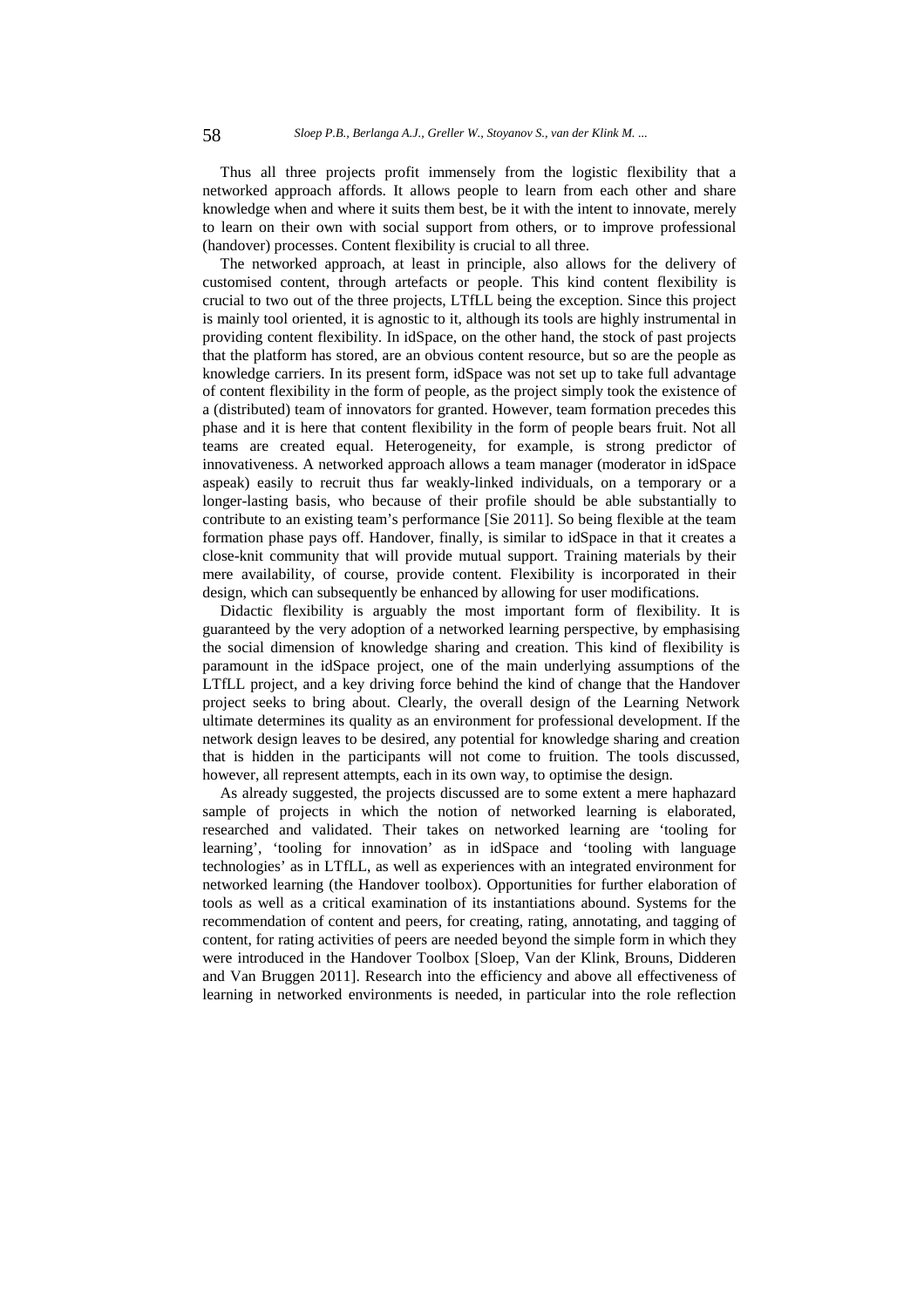Thus all three projects profit immensely from the logistic flexibility that a networked approach affords. It allows people to learn from each other and share knowledge when and where it suits them best, be it with the intent to innovate, merely to learn on their own with social support from others, or to improve professional (handover) processes. Content flexibility is crucial to all three.

The networked approach, at least in principle, also allows for the delivery of customised content, through artefacts or people. This kind content flexibility is crucial to two out of the three projects, LTfLL being the exception. Since this project is mainly tool oriented, it is agnostic to it, although its tools are highly instrumental in providing content flexibility. In idSpace, on the other hand, the stock of past projects that the platform has stored, are an obvious content resource, but so are the people as knowledge carriers. In its present form, idSpace was not set up to take full advantage of content flexibility in the form of people, as the project simply took the existence of a (distributed) team of innovators for granted. However, team formation precedes this phase and it is here that content flexibility in the form of people bears fruit. Not all teams are created equal. Heterogeneity, for example, is strong predictor of innovativeness. A networked approach allows a team manager (moderator in idSpace aspeak) easily to recruit thus far weakly-linked individuals, on a temporary or a longer-lasting basis, who because of their profile should be able substantially to contribute to an existing team's performance [Sie 2011]. So being flexible at the team formation phase pays off. Handover, finally, is similar to idSpace in that it creates a close-knit community that will provide mutual support. Training materials by their mere availability, of course, provide content. Flexibility is incorporated in their design, which can subsequently be enhanced by allowing for user modifications.

Didactic flexibility is arguably the most important form of flexibility. It is guaranteed by the very adoption of a networked learning perspective, by emphasising the social dimension of knowledge sharing and creation. This kind of flexibility is paramount in the idSpace project, one of the main underlying assumptions of the LTfLL project, and a key driving force behind the kind of change that the Handover project seeks to bring about. Clearly, the overall design of the Learning Network ultimate determines its quality as an environment for professional development. If the network design leaves to be desired, any potential for knowledge sharing and creation that is hidden in the participants will not come to fruition. The tools discussed, however, all represent attempts, each in its own way, to optimise the design.

As already suggested, the projects discussed are to some extent a mere haphazard sample of projects in which the notion of networked learning is elaborated, researched and validated. Their takes on networked learning are 'tooling for learning', 'tooling for innovation' as in idSpace and 'tooling with language technologies' as in LTfLL, as well as experiences with an integrated environment for networked learning (the Handover toolbox). Opportunities for further elaboration of tools as well as a critical examination of its instantiations abound. Systems for the recommendation of content and peers, for creating, rating, annotating, and tagging of content, for rating activities of peers are needed beyond the simple form in which they were introduced in the Handover Toolbox [Sloep, Van der Klink, Brouns, Didderen and Van Bruggen 2011]. Research into the efficiency and above all effectiveness of learning in networked environments is needed, in particular into the role reflection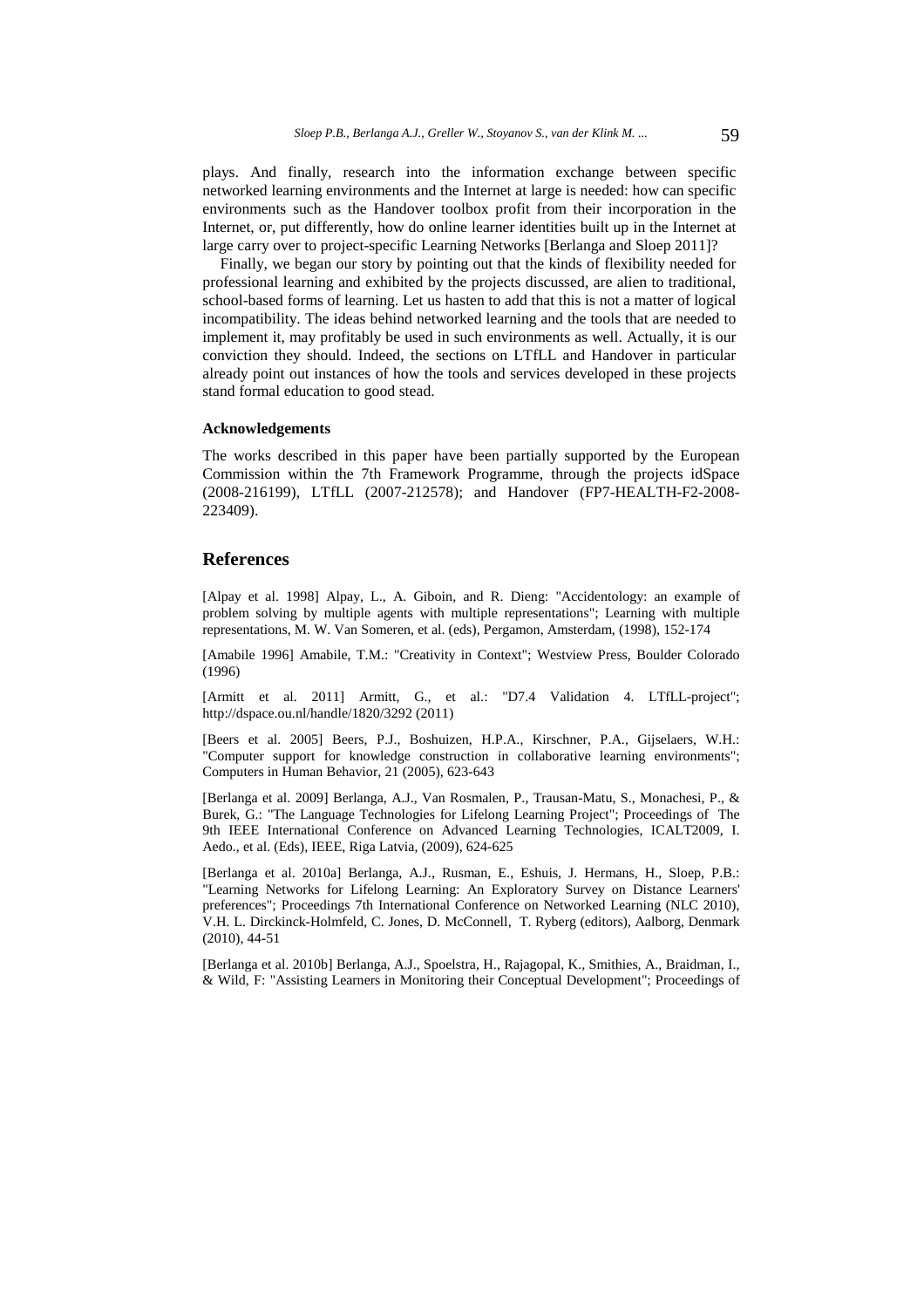plays. And finally, research into the information exchange between specific networked learning environments and the Internet at large is needed: how can specific environments such as the Handover toolbox profit from their incorporation in the Internet, or, put differently, how do online learner identities built up in the Internet at large carry over to project-specific Learning Networks [Berlanga and Sloep 2011]?

Finally, we began our story by pointing out that the kinds of flexibility needed for professional learning and exhibited by the projects discussed, are alien to traditional, school-based forms of learning. Let us hasten to add that this is not a matter of logical incompatibility. The ideas behind networked learning and the tools that are needed to implement it, may profitably be used in such environments as well. Actually, it is our conviction they should. Indeed, the sections on LTfLL and Handover in particular already point out instances of how the tools and services developed in these projects stand formal education to good stead.

#### Acknowledgements

The works described in this paper have been partially supported by the European Commission within the 7th Framework Programme, through the projects idSpace (2008-216199), LTfLL (2007-212578); and Handover (FP7-HEALTH-F2-2008-223409).

## References

[Alpay et al. 1998] Alpay, L., A. Giboin, and R. Dieng: "Accidentology: an example of problem solving by multiple agents with multiple representations"; Learning with multiple representations, M. W. Van Someren, et al. (eds), Pergamon, Amsterdam, (1998), 152-174

[Amabile 1996] Amabile, T.M.: "Creativity in Context"; Westview Press, Boulder Colorado (1996)

[Armitt et al. 2011] Armitt, G., et al.: "D7.4 Validation 4. LTfLL-project"; http://dspace.ou.nl/handle/1820/3292 (2011)

[Beers et al. 2005] Beers, P.J., Boshuizen, H.P.A., Kirschner, P.A., Gijselaers, W.H.: "Computer support for knowledge construction in collaborative learning environments"; Computers in Human Behavior, 21 (2005), 623-643

[Berlanga et al. 2009] Berlanga, A.J., Van Rosmalen, P., Trausan-Matu, S., Monachesi, P., & Burek, G.: "The Language Technologies for Lifelong Learning Project"; Proceedings of The 9th IEEE International Conference on Advanced Learning Technologies, ICALT2009, I. Aedo., et al. (Eds), IEEE, Riga Latvia, (2009), 624-625

[Berlanga et al. 2010a] Berlanga, A.J., Rusman, E., Eshuis, J. Hermans, H., Sloep, P.B.: "Learning Networks for Lifelong Learning: An Exploratory Survey on Distance Learners' preferences"; Proceedings 7th International Conference on Networked Learning (NLC 2010), V.H. L. Dirckinck-Holmfeld, C. Jones, D. McConnell, T. Ryberg (editors), Aalborg, Denmark (2010), 44-51

[Berlanga et al. 2010b] Berlanga, A.J., Spoelstra, H., Rajagopal, K., Smithies, A., Braidman, I., & Wild, F: "Assisting Learners in Monitoring their Conceptual Development"; Proceedings of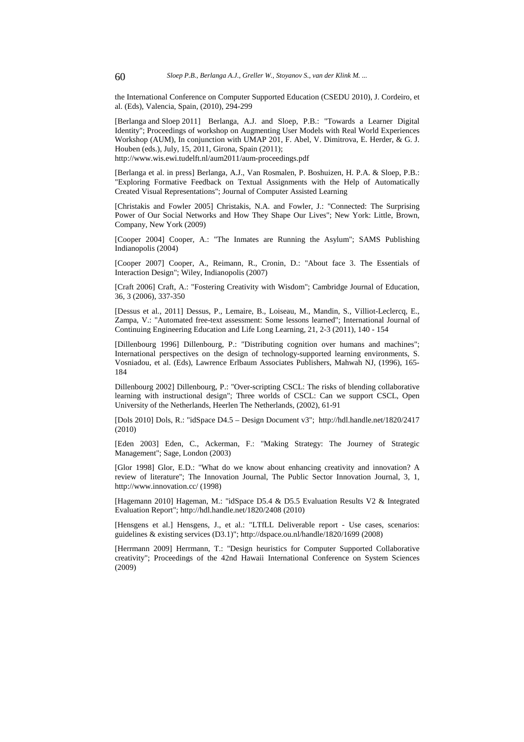the International Conference on Computer Supported Education (CSEDU 2010), J. Cordeiro, et al. (Eds), Valencia, Spain, (2010), 294-299

[Berlanga and Sloep 2011] Berlanga, A.J. and Sloep, P.B.: "Towards a Learner Digital Identity"; Proceedings of workshop on Augmenting User Models with Real World Experiences Workshop (AUM), In conjunction with UMAP 201, F. Abel, V. Dimitrova, E. Herder, & G. J. Houben (eds.), July, 15, 2011, Girona, Spain (2011); http://www.wis.ewi.tudelft.nl/aum2011/aum-proceedings.pdf

[Berlanga et al. in press] Berlanga, A.J., Van Rosmalen, P. Boshuizen, H. P.A. & Sloep, P.B.: "Exploring Formative Feedback on Textual Assignments with the Help of Automatically Created Visual Representations"; Journal of Computer Assisted Learning

[Christakis and Fowler 2005] Christakis, N.A. and Fowler, J.: "Connected: The Surprising Power of Our Social Networks and How They Shape Our Lives"; New York: Little, Brown, Company, New York (2009)

[Cooper 2004] Cooper, A.: "The Inmates are Running the Asylum"; SAMS Publishing Indianopolis (2004)

[Cooper 2007] Cooper, A., Reimann, R., Cronin, D.: "About face 3. The Essentials of Interaction Design"; Wiley, Indianopolis (2007)

[Craft 2006] Craft, A.: "Fostering Creativity with Wisdom"; Cambridge Journal of Education, 36, 3 (2006), 337-350

[Dessus et al., 2011] Dessus, P., Lemaire, B., Loiseau, M., Mandin, S., Villiot-Leclercq, E., Zampa, V.: "Automated free-text assessment: Some lessons learned"; International Journal of Continuing Engineering Education and Life Long Learning, 21, 2-3 (2011), 140 - 154

[Dillenbourg 1996] Dillenbourg, P.: "Distributing cognition over humans and machines"; International perspectives on the design of technology-supported learning environments, S. Vosniadou, et al. (Eds), Lawrence Erlbaum Associates Publishers, Mahwah NJ, (1996), 165-184

Dillenbourg 2002] Dillenbourg, P.: "Over-scripting CSCL: The risks of blending collaborative learning with instructional design"; Three worlds of CSCL: Can we support CSCL, Open University of the Netherlands, Heerlen The Netherlands, (2002), 61-91

[Dols 2010] Dols, R.: "idSpace D4.5 – Design Document v3"; http://hdl.handle.net/1820/2417 (2010)

[Eden 2003] Eden, C., Ackerman, F.: "Making Strategy: The Journey of Strategic Management"; Sage, London (2003)

[Glor 1998] Glor, E.D.: "What do we know about enhancing creativity and innovation? A review of literature"; The Innovation Journal, The Public Sector Innovation Journal, 3, 1, http://www.innovation.cc/ (1998)

[Hagemann 2010] Hageman, M.: "idSpace D5.4 & D5.5 Evaluation Results V2 & Integrated Evaluation Report"; http://hdl.handle.net/1820/2408 (2010)

[Hensgens et al.] Hensgens, J., et al.: "LTfLL Deliverable report - Use cases, scenarios: guidelines & existing services (D3.1)"; http://dspace.ou.nl/handle/1820/1699 (2008)

[Herrmann 2009] Herrmann, T.: "Design heuristics for Computer Supported Collaborative creativity"; Proceedings of the 42nd Hawaii International Conference on System Sciences (2009)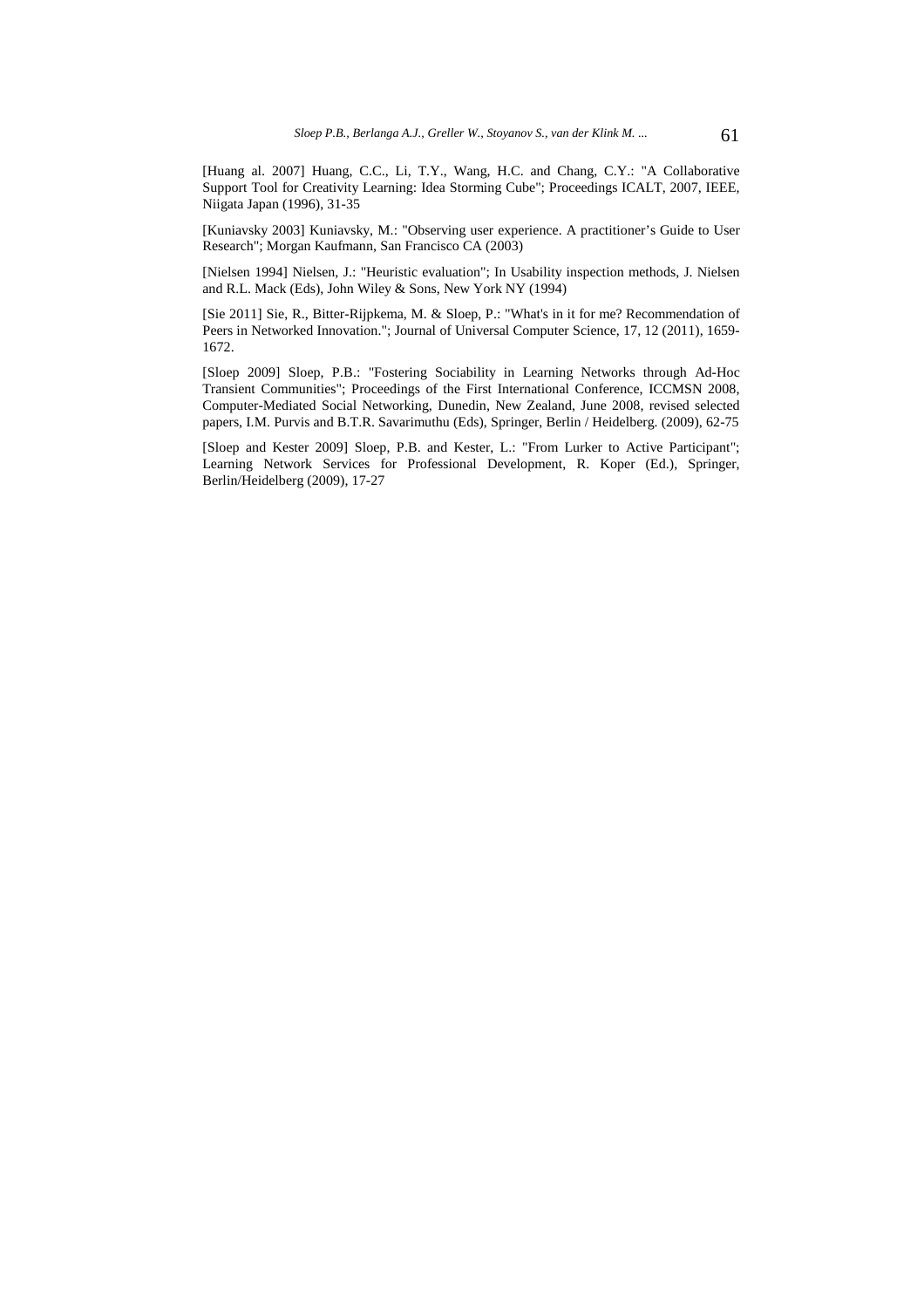[Huang al. 2007] Huang, C.C., Li, T.Y., Wang, H.C. and Chang, C.Y.: "A Collaborative Support Tool for Creativity Learning: Idea Storming Cube"; Proceedings ICALT, 2007, IEEE, Niigata Japan (1996), 31-35

[Kuniavsky 2003] Kuniavsky, M.: "Observing user experience. A practitioner's Guide to User Research"; Morgan Kaufmann, San Francisco CA (2003)

[Nielsen 1994] Nielsen, J.: "Heuristic evaluation"; In Usability inspection methods, J. Nielsen and R.L. Mack (Eds), John Wiley & Sons, New York NY (1994)

[Sie 2011] Sie, R., Bitter-Rijpkema, M. & Sloep, P.: "What's in it for me? Recommendation of Peers in Networked Innovation."; Journal of Universal Computer Science, 17, 12 (2011), 1659-1672.

[Sloep 2009] Sloep, P.B.: "Fostering Sociability in Learning Networks through Ad-Hoc Transient Communities"; Proceedings of the First International Conference, ICCMSN 2008, Computer-Mediated Social Networking, Dunedin, New Zealand, June 2008, revised selected papers, I.M. Purvis and B.T.R. Savarimuthu (Eds), Springer, Berlin / Heidelberg. (2009), 62-75

[Sloep and Kester 2009] Sloep, P.B. and Kester, L.: "From Lurker to Active Participant"; Learning Network Services for Professional Development, R. Koper (Ed.), Springer, Berlin/Heidelberg (2009), 17-27